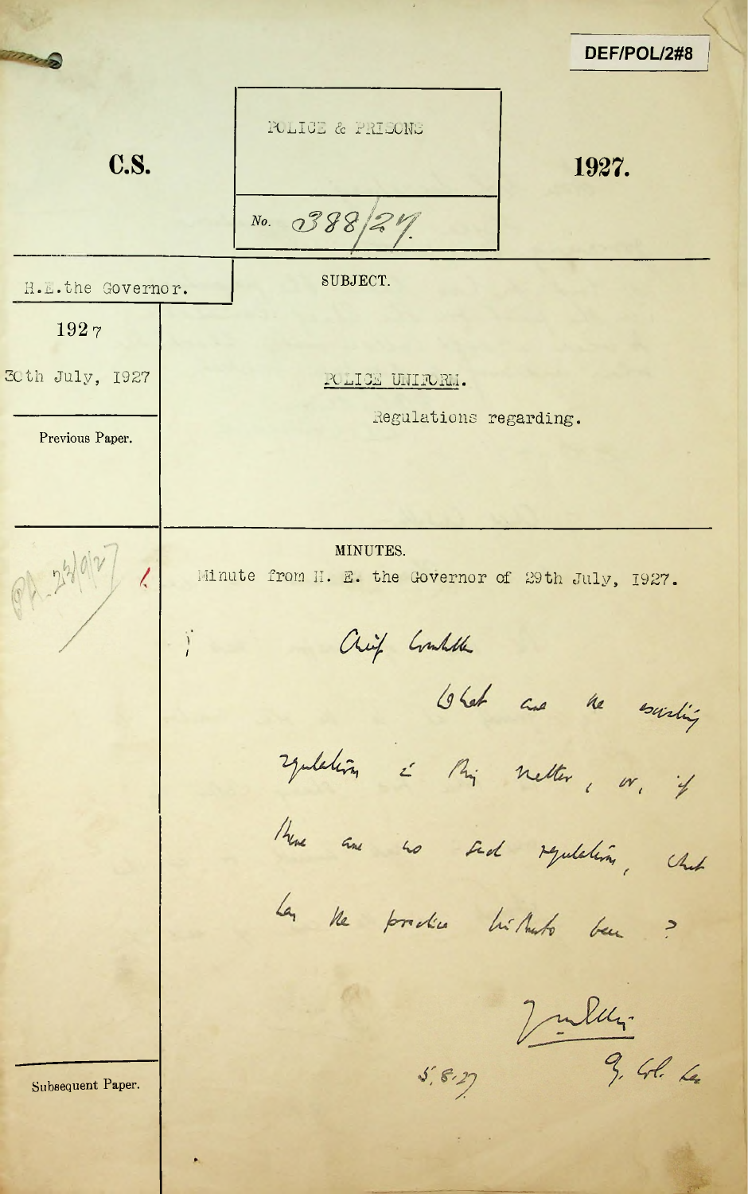DEF/POL/2#8

**C.S.**

POLICE & PRISONS

No. 0388/27.

**1927.**

H.E. the Governor.

1927

30th July, 1927

SUBJECT.

POLICE UNIFORM.

Regulations regarding.

Previous Paper.

MINUTES.

Minute from H. E. the Governor of 29th July, 1927.

Chief Constable

What are the existing regulations in this matter, or, if there are no such regulations, what has the practice hitherto been?

5.8.27

9. Col. Sec.

Subsequent Paper.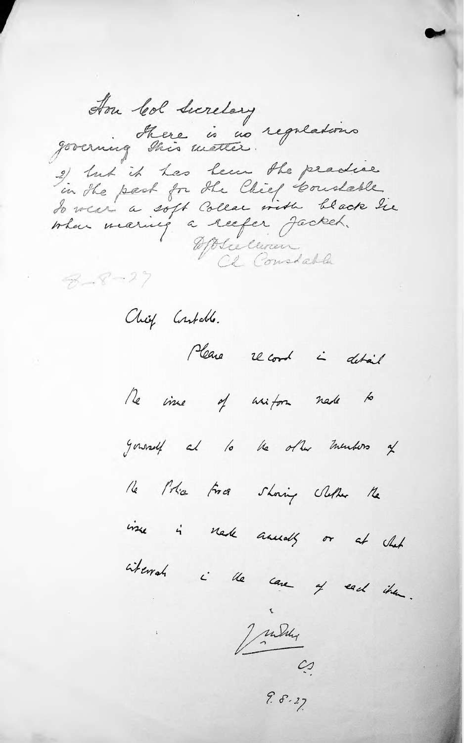Hon Col Secretary

There is no regulations governing this matter.

2) but it has been the practice in the past for the Chief Constable to wear a soft collar with black tie when wearing a reefer jacket.

D.J. Sullivan
Ch Constable

8-8-27

Chief Constable.

Please record in detail the issue of uniform made to yourself and to the other members of the Police Force showing whether the issue is made annually or at what intervals in the case of each item.

[signature]
C.S.

9.8.27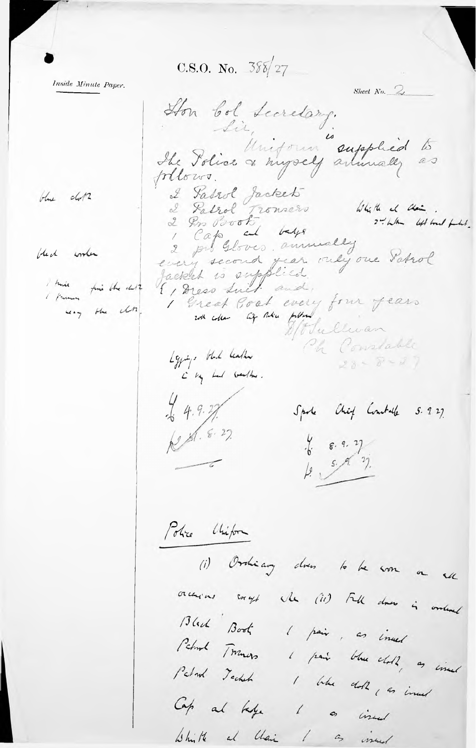C.S.O. No. 388/27

Inside Minute Paper.

Sheet No. 2

Hon Col Secretary.

Sir,

Uniform is supplied to the Police & myself annually as follows.

2 Patrol Jackets — blue cloth
2 Patrol Trousers — White cd chain.
2 Prs Boots — 2nd hotter left hand pocket.
1 Cap and badge
2 prs Gloves. annually — black woollen
every second year only one Patrol Jacket is supplied.
{ 1 Dress Suit and } — 1 tunic fine blue cloth / 1 trousers navy blue cloth.
1 Great Coat every four years
with collar City Police pattern

H/C Sullivan
Ch Constable
23-8-27

Leggings black leather
c by bad weather.

4.9.27

21.8.27

Spoke Chief Constable 5.9.27

8.9.27

5.9.27

Police Uniform

(i) Ordinary dress to be worn on all occasions except when (ii) Full dress is ordered

Black Boots 1 pair, as issued
Patrol Trousers 1 pair blue cloth, as issued
Patrol Jacket 1 blue cloth, as issued
Cap and badge 1 as issued
Whistle and chain 1 as issued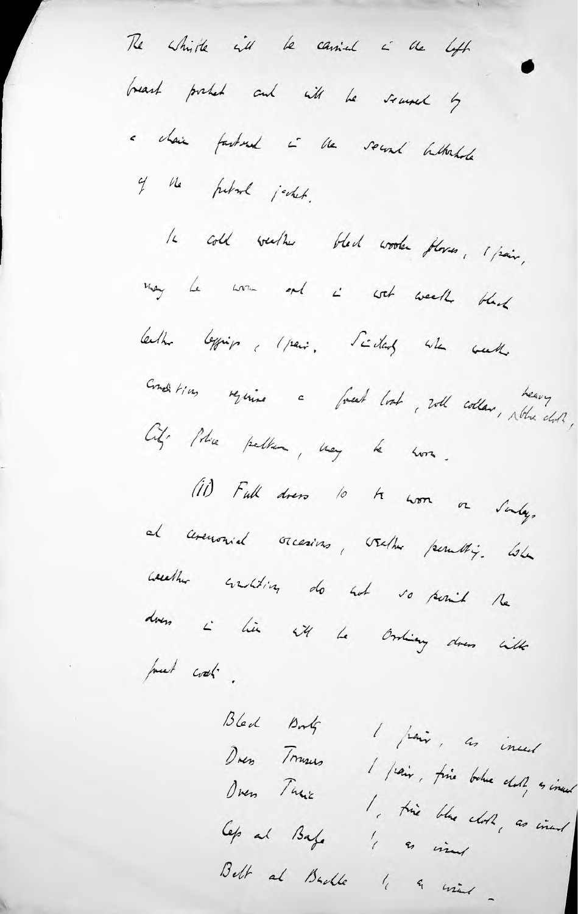The whistle will be carried in the left breast pocket and will be secured by a chain fastened in the second buttonhole of the patrol jacket.

In cold weather black woollen gloves, 1 pair, may be worn and in wet weather black leather leggings, 1 pair. Similarly when weather conditions require a great coat, roll collar, heavy blue cloth, City Police pattern, may be worn.

(ii) Full dress to be worn on Sundays and ceremonial occasions, weather permitting. When weather conditions do not so permit the dress in lieu will be Ordinary dress with great coat.

| | |
|---|---|
| Black Boots | 1 pair, as issued |
| Dress Trousers | 1 pair, fine blue cloth, as issued |
| Dress Tunic | 1, fine blue cloth, as issued |
| Cap and Badge | 1, as issued |
| Belt and Buckle | 1, as issued |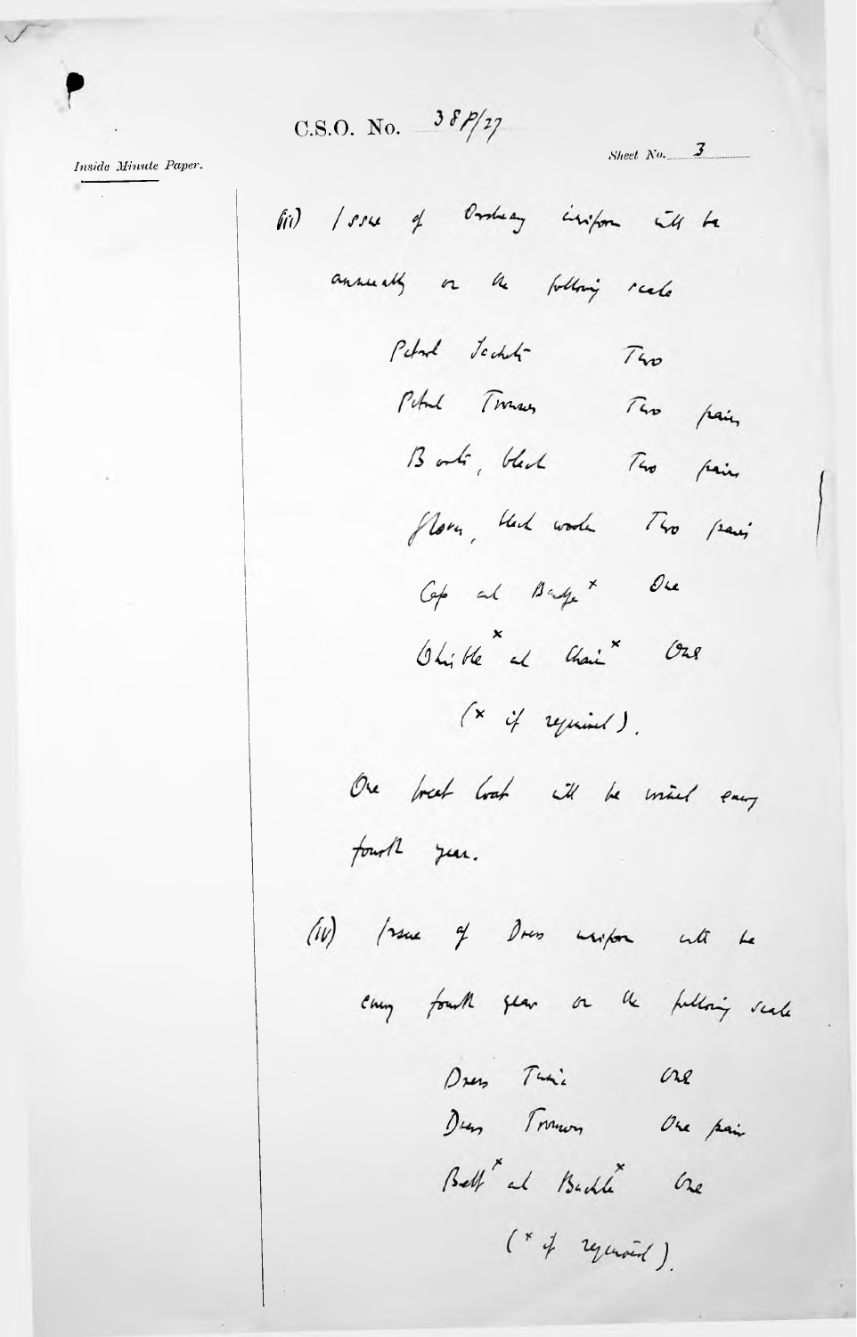C.S.O. No. 38P/27

*Inside Minute Paper.*

Sheet No. 3

(iii) Issue of Ordinary uniform will be annually on the following scale

| | |
|---|---|
| Patrol Jackets | Two |
| Patrol Trousers | Two pairs |
| Boots, black | Two pairs |
| Gloves, black woollen | Two pairs |
| Cap and Badge* | One |
| Whistle* and Chain* | One |

(* if required).

One Great Coat will be issued every fourth year.

(iv) Issue of Dress uniform will be every fourth year on the following scale

| | |
|---|---|
| Dress Tunic | One |
| Dress Trousers | One pair |
| Belt* and Buckle* | One |

(* if required).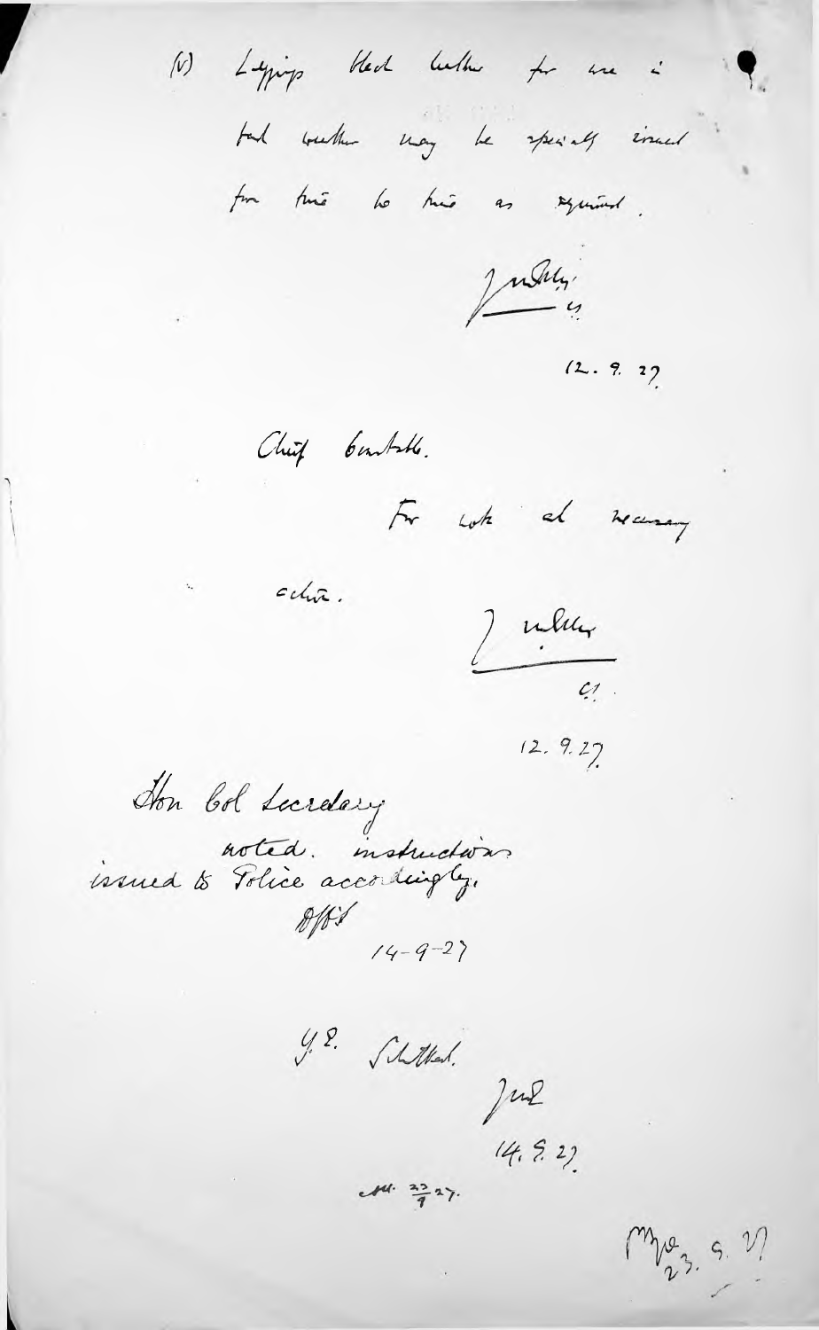(v) Lapping black leather for use in bad weather may be specially issued from time to time as required.

J. [signature]
12.9.27

Chief Constable.

For note and necessary action.

J. [signature]
C.S.
12.9.27

Hon. Col. Secretary
noted. instructions issued to Police accordingly.
[initials]
14-9-27

Y.S. [signature]
[initials]
14.9.27

[initials] 23/9/27.

[initials] 23.9.27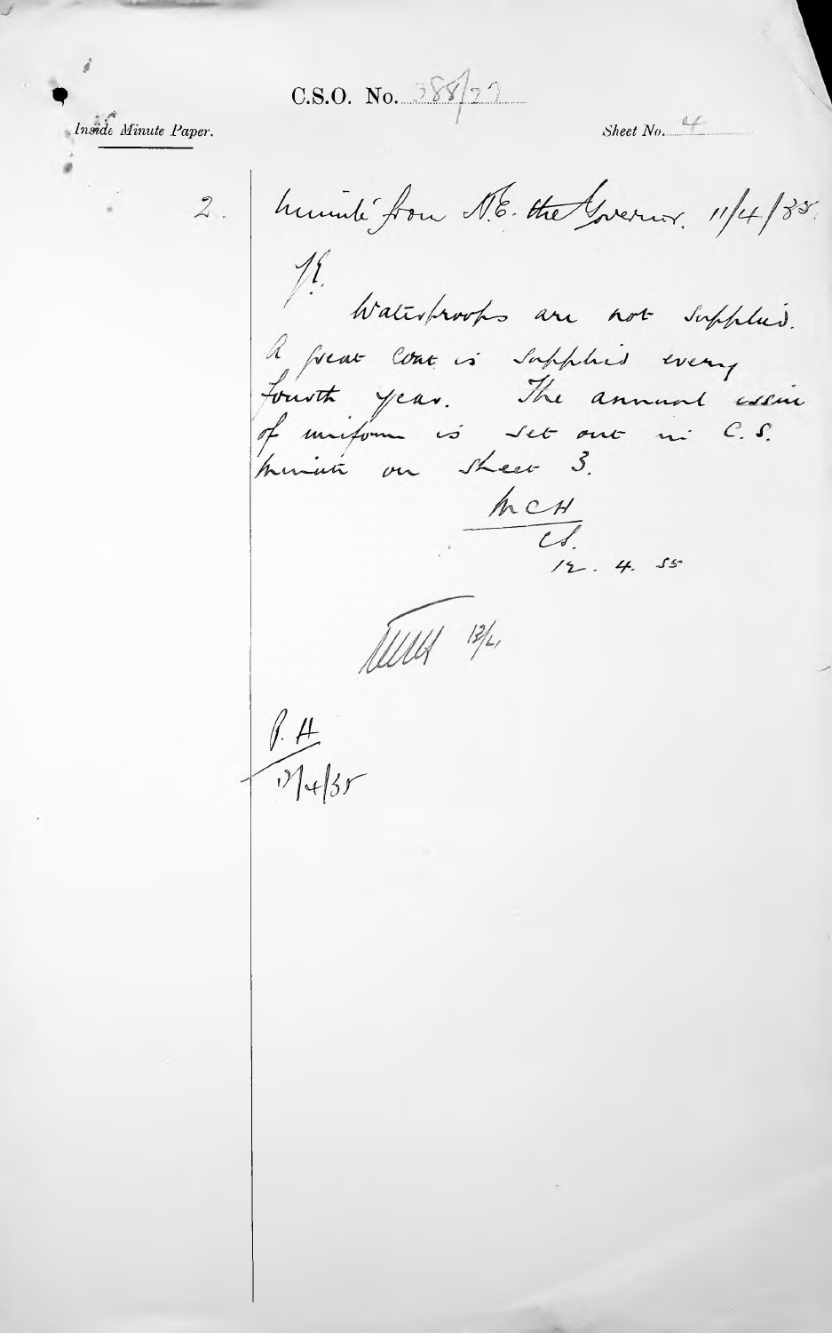C.S.O. No. 388/22

Inside Minute Paper.

Sheet No. 4

2. Minute from H.E. the Governor. 11/4/55.

H.E.

Waterproofs are not supplied. A great coat is supplied every fourth year. The annual issue of uniform is set out in C.S. minute on sheet 3.

MCH
C.S.
12. 4. 55

[initials] 13/4

P.H.
13/4/55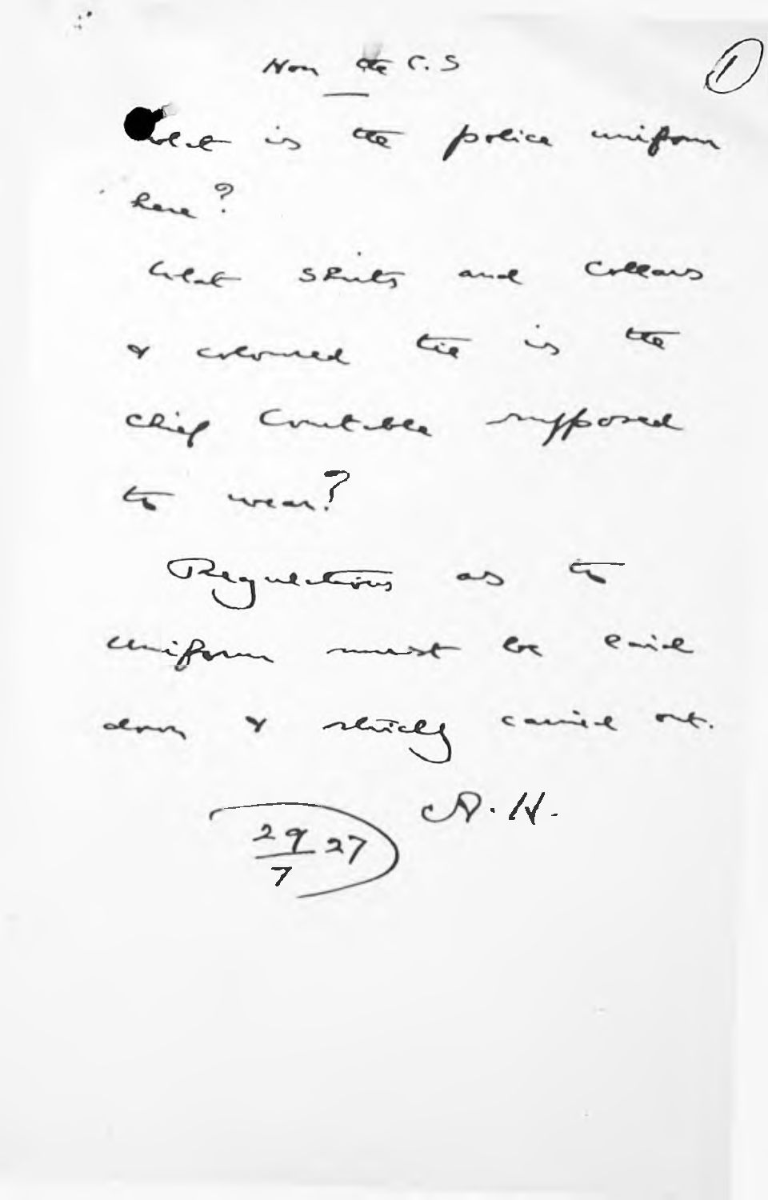Hon the C.S

What is the police uniform here?

What shirts and collars & coloured tie is the Chief Constable supposed to wear?

Regulations as to uniform must be laid down & strictly carried out.

A. H.

29/7/27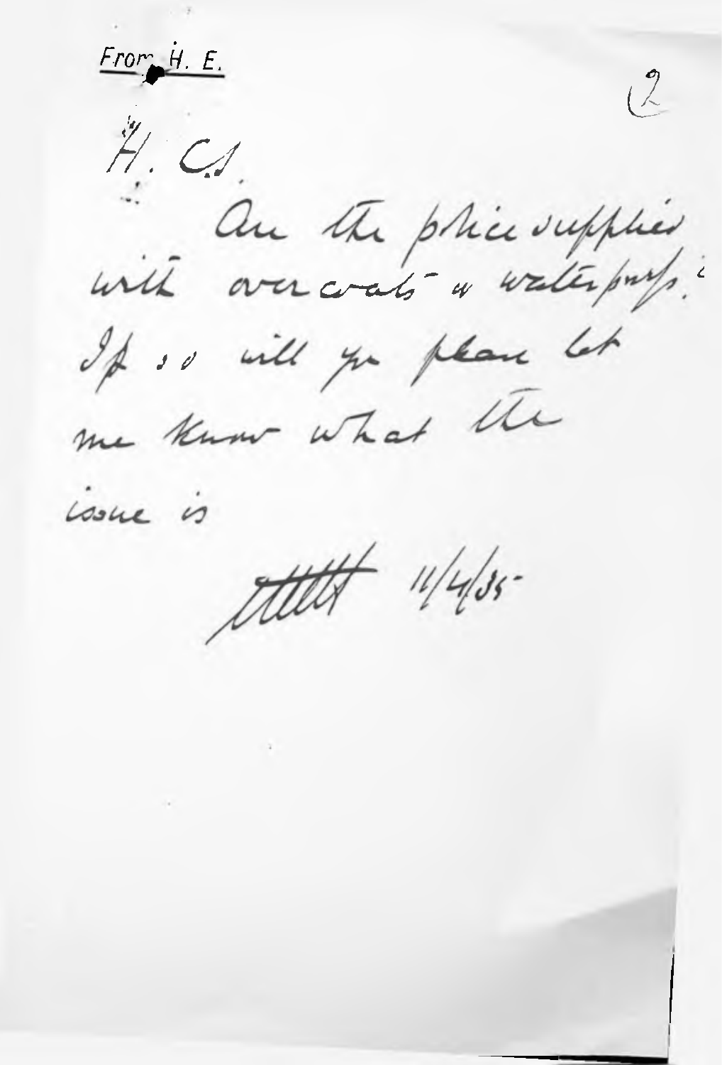From H. E.

H. C. S.

Are the police supplied with overcoats or waterproofs? If so will you please let me know what the issue is

11/4/35